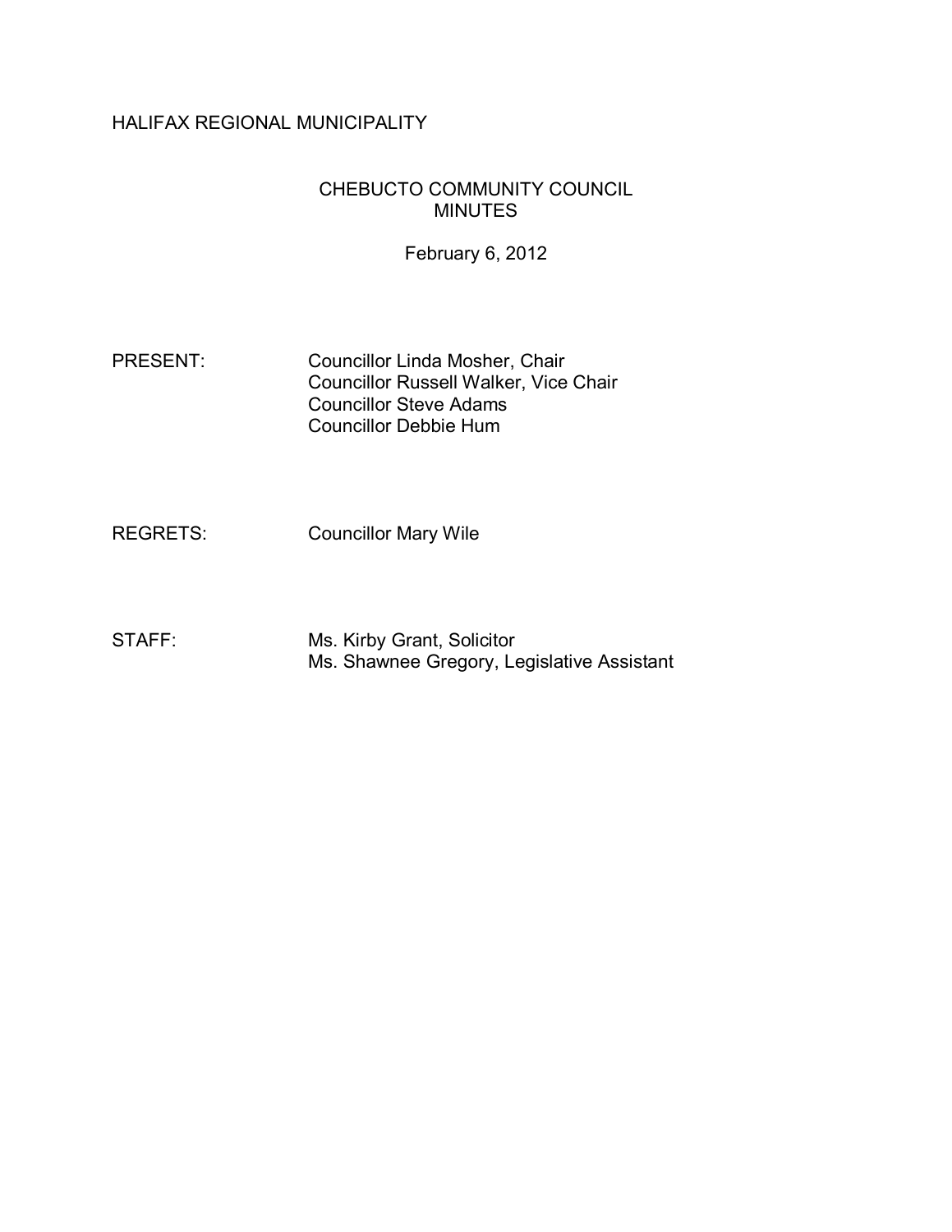HALIFAX REGIONAL MUNICIPALITY

# CHEBUCTO COMMUNITY COUNCIL MINUTES

February 6, 2012

PRESENT: Councillor Linda Mosher, Chair
Councillor Russell Walker, Vice Chair
Councillor Steve Adams
Councillor Debbie Hum

REGRETS: Councillor Mary Wile

STAFF: Ms. Kirby Grant, Solicitor
Ms. Shawnee Gregory, Legislative Assistant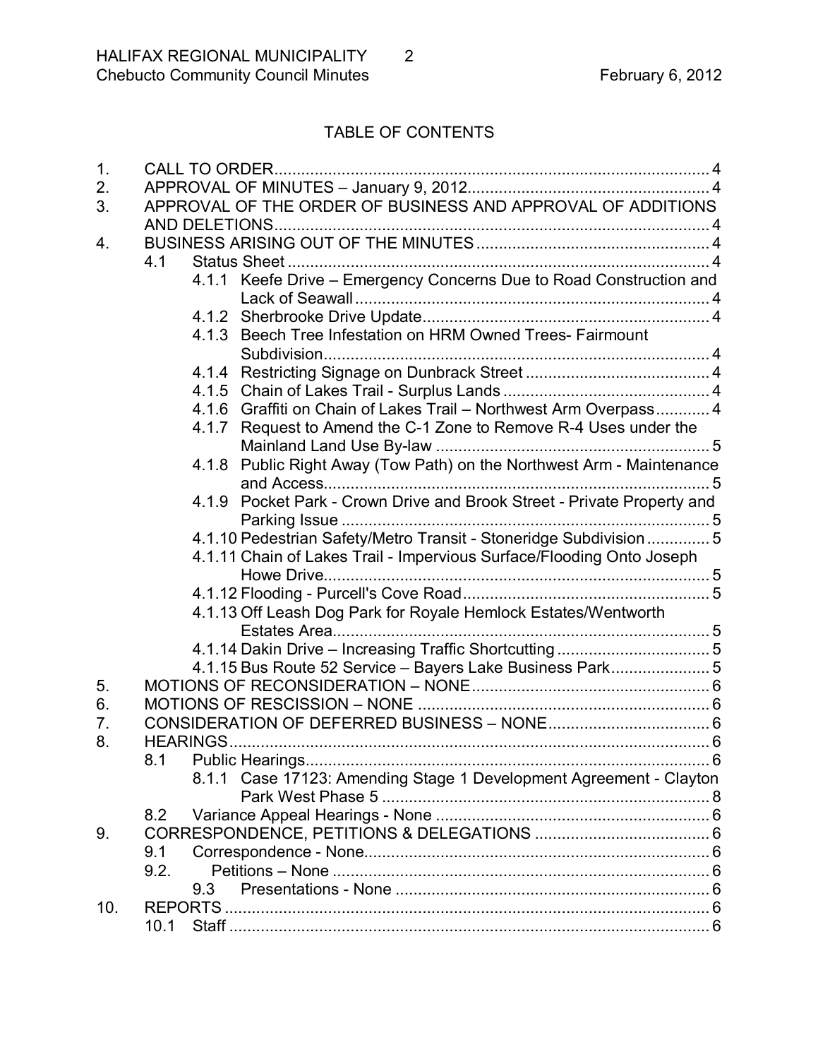## TABLE OF CONTENTS

1. CALL TO ORDER ..... 4
2. APPROVAL OF MINUTES – January 9, 2012 ..... 4
3. APPROVAL OF THE ORDER OF BUSINESS AND APPROVAL OF ADDITIONS AND DELETIONS ..... 4
4. BUSINESS ARISING OUT OF THE MINUTES ..... 4
   - 4.1 Status Sheet ..... 4
     - 4.1.1 Keefe Drive – Emergency Concerns Due to Road Construction and Lack of Seawall ..... 4
     - 4.1.2 Sherbrooke Drive Update ..... 4
     - 4.1.3 Beech Tree Infestation on HRM Owned Trees- Fairmount Subdivision ..... 4
     - 4.1.4 Restricting Signage on Dunbrack Street ..... 4
     - 4.1.5 Chain of Lakes Trail - Surplus Lands ..... 4
     - 4.1.6 Graffiti on Chain of Lakes Trail – Northwest Arm Overpass ..... 4
     - 4.1.7 Request to Amend the C-1 Zone to Remove R-4 Uses under the Mainland Land Use By-law ..... 5
     - 4.1.8 Public Right Away (Tow Path) on the Northwest Arm - Maintenance and Access ..... 5
     - 4.1.9 Pocket Park - Crown Drive and Brook Street - Private Property and Parking Issue ..... 5
     - 4.1.10 Pedestrian Safety/Metro Transit - Stoneridge Subdivision ..... 5
     - 4.1.11 Chain of Lakes Trail - Impervious Surface/Flooding Onto Joseph Howe Drive ..... 5
     - 4.1.12 Flooding - Purcell's Cove Road ..... 5
     - 4.1.13 Off Leash Dog Park for Royale Hemlock Estates/Wentworth Estates Area ..... 5
     - 4.1.14 Dakin Drive – Increasing Traffic Shortcutting ..... 5
     - 4.1.15 Bus Route 52 Service – Bayers Lake Business Park ..... 5
5. MOTIONS OF RECONSIDERATION – NONE ..... 6
6. MOTIONS OF RESCISSION – NONE ..... 6
7. CONSIDERATION OF DEFERRED BUSINESS – NONE ..... 6
8. HEARINGS ..... 6
   - 8.1 Public Hearings ..... 6
     - 8.1.1 Case 17123: Amending Stage 1 Development Agreement - Clayton Park West Phase 5 ..... 8
   - 8.2 Variance Appeal Hearings - None ..... 6
9. CORRESPONDENCE, PETITIONS & DELEGATIONS ..... 6
   - 9.1 Correspondence - None ..... 6
   - 9.2. Petitions – None ..... 6
     - 9.3 Presentations - None ..... 6
10. REPORTS ..... 6
    - 10.1 Staff ..... 6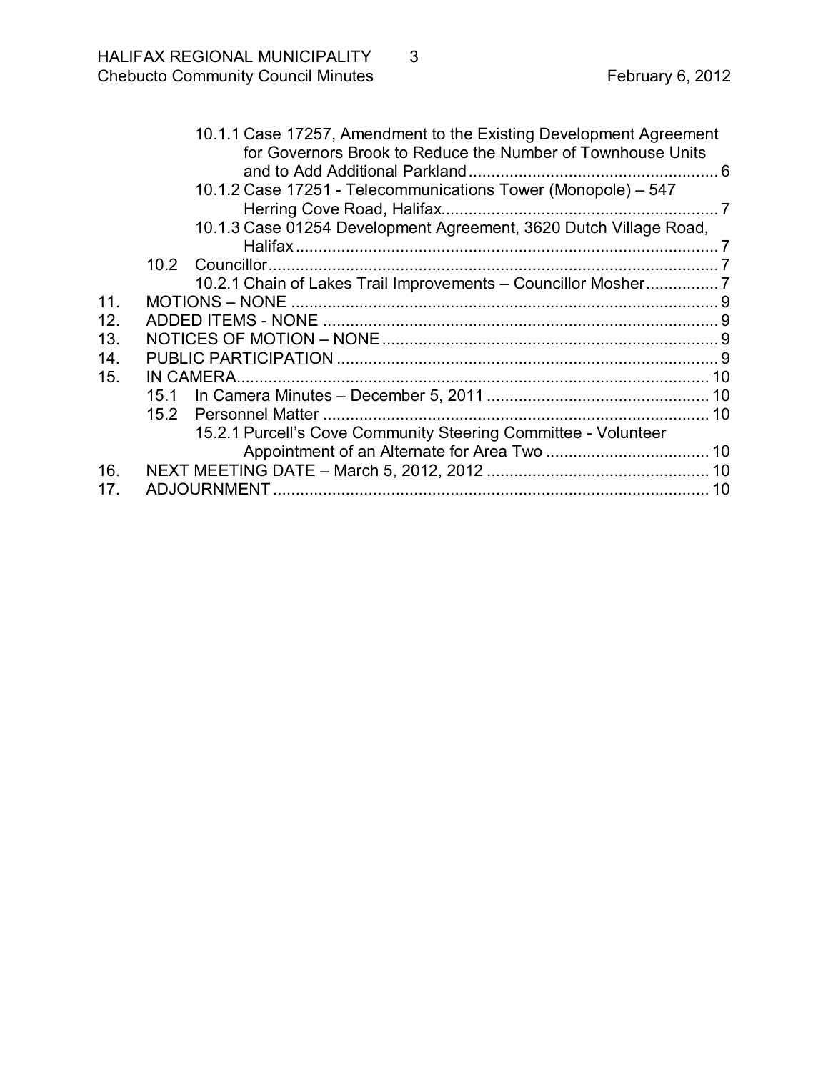10.1.1 Case 17257, Amendment to the Existing Development Agreement for Governors Brook to Reduce the Number of Townhouse Units and to Add Additional Parkland ........ 6

10.1.2 Case 17251 - Telecommunications Tower (Monopole) – 547 Herring Cove Road, Halifax ........ 7

10.1.3 Case 01254 Development Agreement, 3620 Dutch Village Road, Halifax ........ 7

10.2 Councillor ........ 7

10.2.1 Chain of Lakes Trail Improvements – Councillor Mosher ........ 7

11. MOTIONS – NONE ........ 9

12. ADDED ITEMS - NONE ........ 9

13. NOTICES OF MOTION – NONE ........ 9

14. PUBLIC PARTICIPATION ........ 9

15. IN CAMERA ........ 10

15.1 In Camera Minutes – December 5, 2011 ........ 10

15.2 Personnel Matter ........ 10

15.2.1 Purcell's Cove Community Steering Committee - Volunteer Appointment of an Alternate for Area Two ........ 10

16. NEXT MEETING DATE – March 5, 2012, 2012 ........ 10

17. ADJOURNMENT ........ 10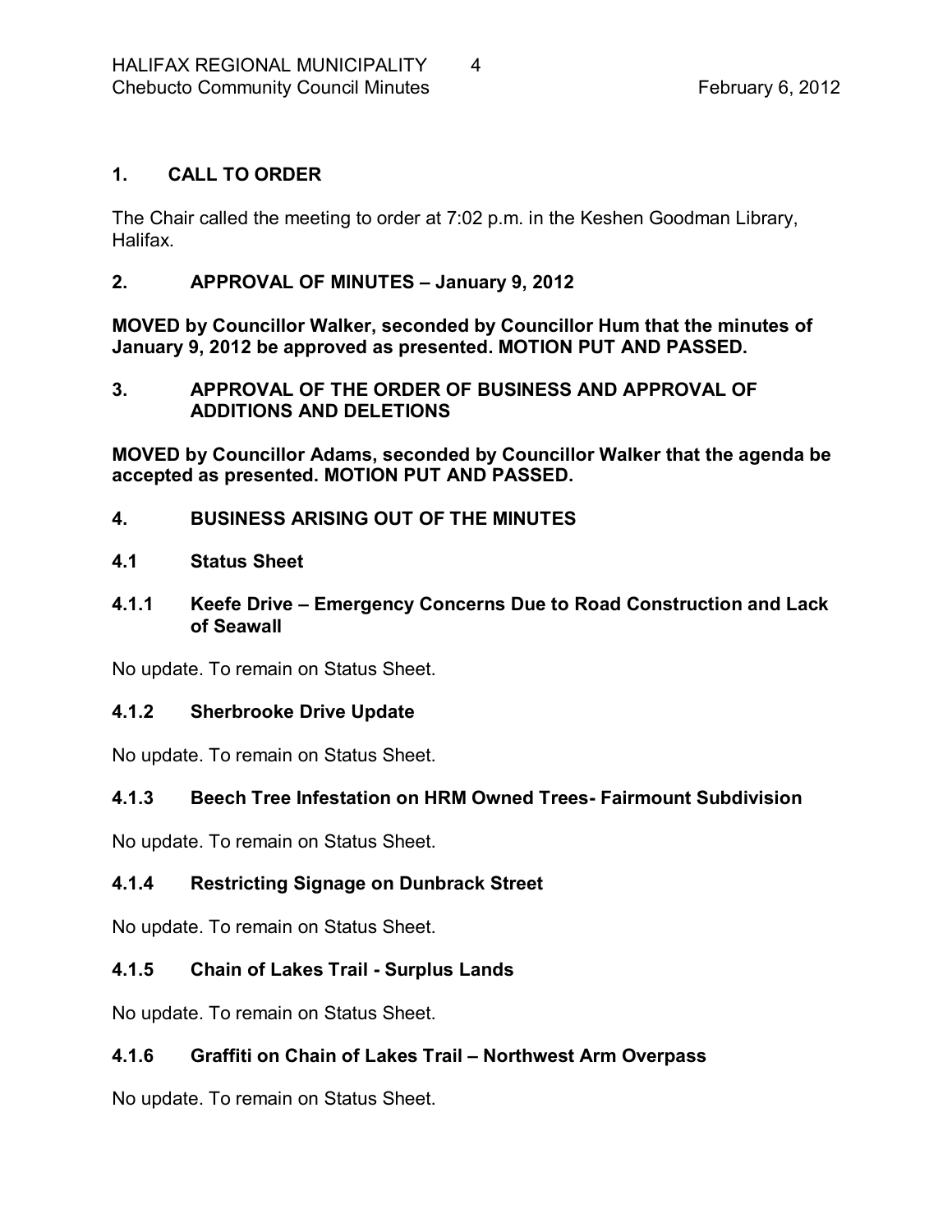## 1. CALL TO ORDER

The Chair called the meeting to order at 7:02 p.m. in the Keshen Goodman Library, Halifax.

## 2. APPROVAL OF MINUTES – January 9, 2012

**MOVED by Councillor Walker, seconded by Councillor Hum that the minutes of January 9, 2012 be approved as presented. MOTION PUT AND PASSED.**

## 3. APPROVAL OF THE ORDER OF BUSINESS AND APPROVAL OF ADDITIONS AND DELETIONS

**MOVED by Councillor Adams, seconded by Councillor Walker that the agenda be accepted as presented. MOTION PUT AND PASSED.**

## 4. BUSINESS ARISING OUT OF THE MINUTES

### 4.1 Status Sheet

### 4.1.1 Keefe Drive – Emergency Concerns Due to Road Construction and Lack of Seawall

No update. To remain on Status Sheet.

### 4.1.2 Sherbrooke Drive Update

No update. To remain on Status Sheet.

### 4.1.3 Beech Tree Infestation on HRM Owned Trees- Fairmount Subdivision

No update. To remain on Status Sheet.

### 4.1.4 Restricting Signage on Dunbrack Street

No update. To remain on Status Sheet.

### 4.1.5 Chain of Lakes Trail - Surplus Lands

No update. To remain on Status Sheet.

### 4.1.6 Graffiti on Chain of Lakes Trail – Northwest Arm Overpass

No update. To remain on Status Sheet.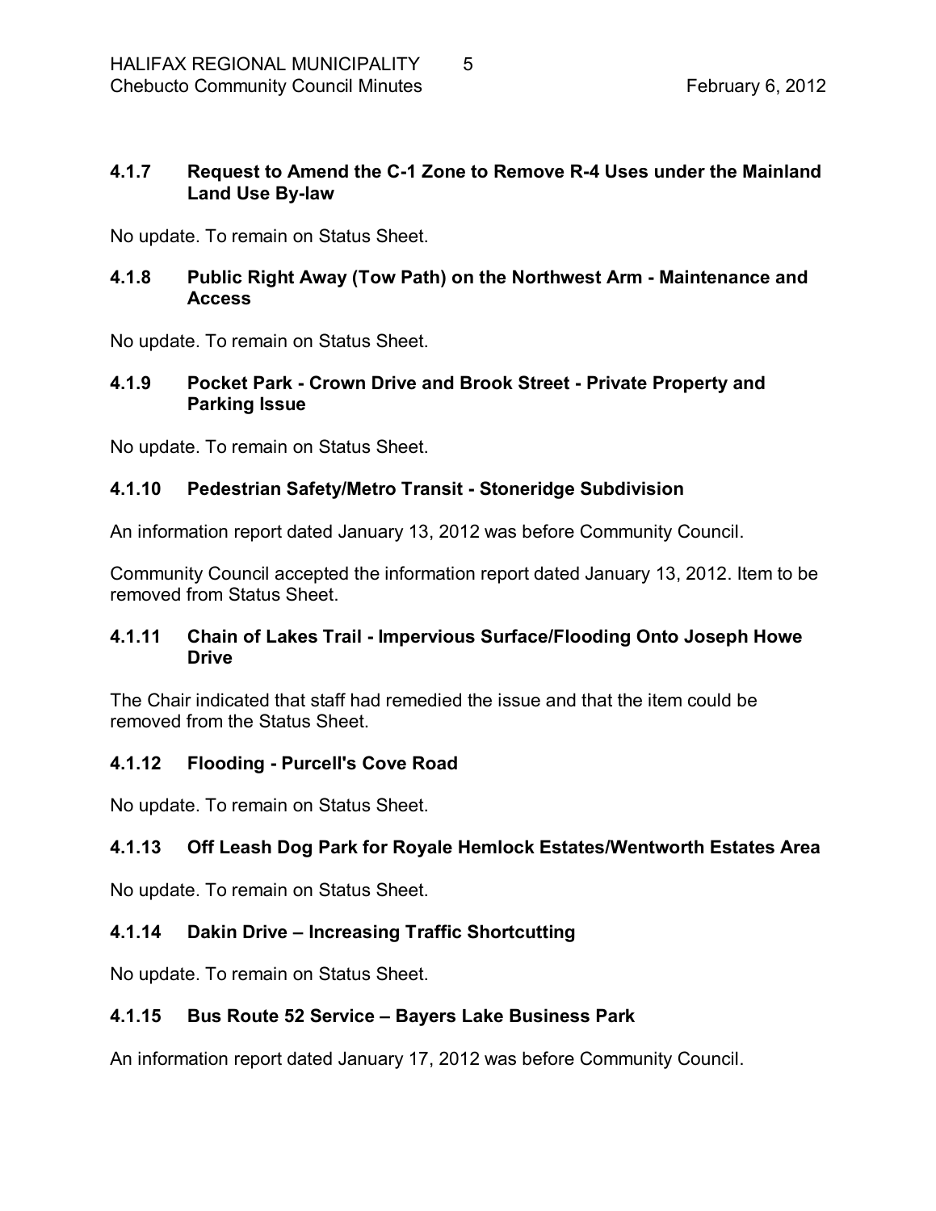### 4.1.7 Request to Amend the C-1 Zone to Remove R-4 Uses under the Mainland Land Use By-law

No update. To remain on Status Sheet.

### 4.1.8 Public Right Away (Tow Path) on the Northwest Arm - Maintenance and Access

No update. To remain on Status Sheet.

### 4.1.9 Pocket Park - Crown Drive and Brook Street - Private Property and Parking Issue

No update. To remain on Status Sheet.

### 4.1.10 Pedestrian Safety/Metro Transit - Stoneridge Subdivision

An information report dated January 13, 2012 was before Community Council.

Community Council accepted the information report dated January 13, 2012. Item to be removed from Status Sheet.

### 4.1.11 Chain of Lakes Trail - Impervious Surface/Flooding Onto Joseph Howe Drive

The Chair indicated that staff had remedied the issue and that the item could be removed from the Status Sheet.

### 4.1.12 Flooding - Purcell's Cove Road

No update. To remain on Status Sheet.

### 4.1.13 Off Leash Dog Park for Royale Hemlock Estates/Wentworth Estates Area

No update. To remain on Status Sheet.

### 4.1.14 Dakin Drive – Increasing Traffic Shortcutting

No update. To remain on Status Sheet.

### 4.1.15 Bus Route 52 Service – Bayers Lake Business Park

An information report dated January 17, 2012 was before Community Council.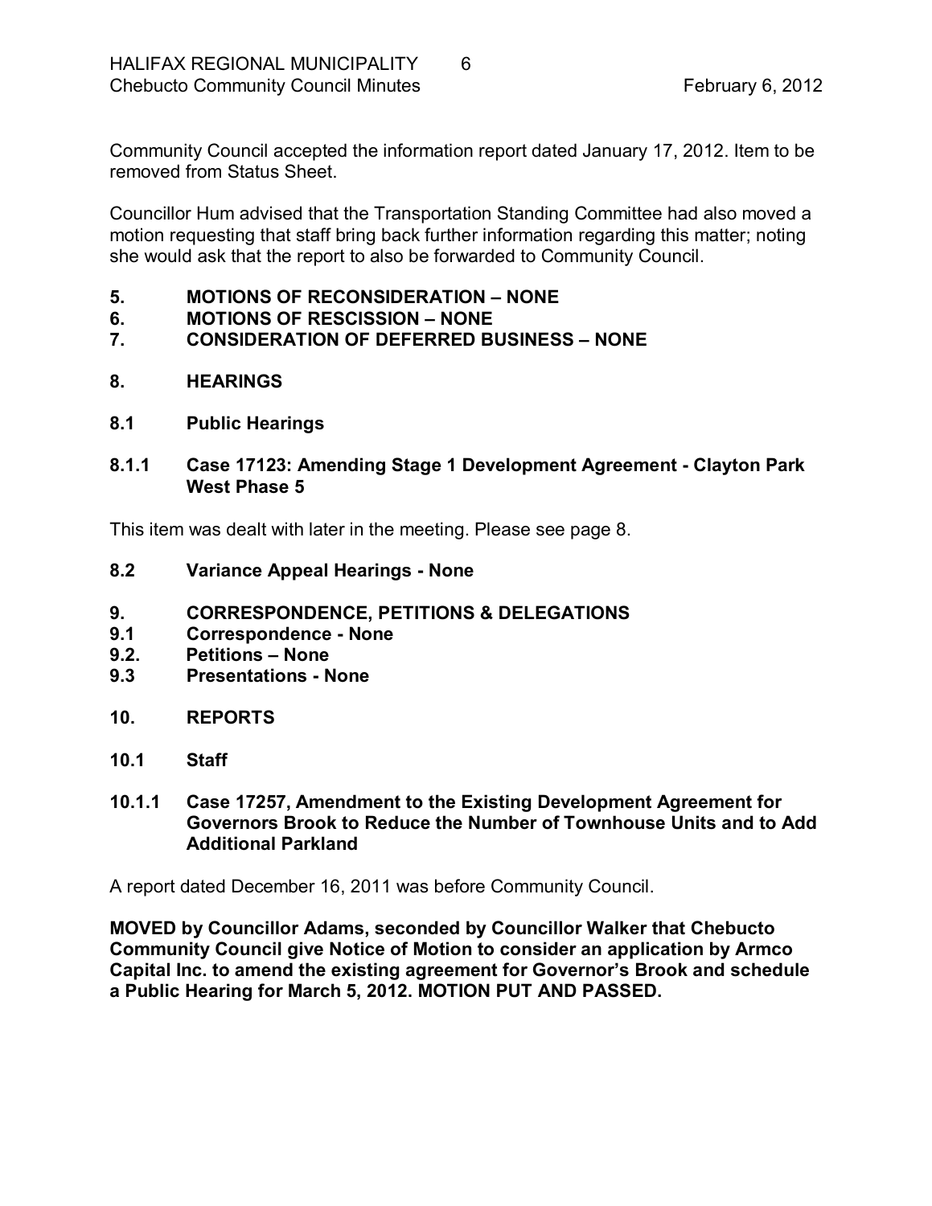Community Council accepted the information report dated January 17, 2012. Item to be removed from Status Sheet.

Councillor Hum advised that the Transportation Standing Committee had also moved a motion requesting that staff bring back further information regarding this matter; noting she would ask that the report to also be forwarded to Community Council.

**5. MOTIONS OF RECONSIDERATION – NONE**

**6. MOTIONS OF RESCISSION – NONE**

**7. CONSIDERATION OF DEFERRED BUSINESS – NONE**

**8. HEARINGS**

**8.1 Public Hearings**

**8.1.1 Case 17123: Amending Stage 1 Development Agreement - Clayton Park West Phase 5**

This item was dealt with later in the meeting. Please see page 8.

**8.2 Variance Appeal Hearings - None**

**9. CORRESPONDENCE, PETITIONS & DELEGATIONS**

**9.1 Correspondence - None**

**9.2. Petitions – None**

**9.3 Presentations - None**

**10. REPORTS**

**10.1 Staff**

**10.1.1 Case 17257, Amendment to the Existing Development Agreement for Governors Brook to Reduce the Number of Townhouse Units and to Add Additional Parkland**

A report dated December 16, 2011 was before Community Council.

**MOVED by Councillor Adams, seconded by Councillor Walker that Chebucto Community Council give Notice of Motion to consider an application by Armco Capital Inc. to amend the existing agreement for Governor's Brook and schedule a Public Hearing for March 5, 2012. MOTION PUT AND PASSED.**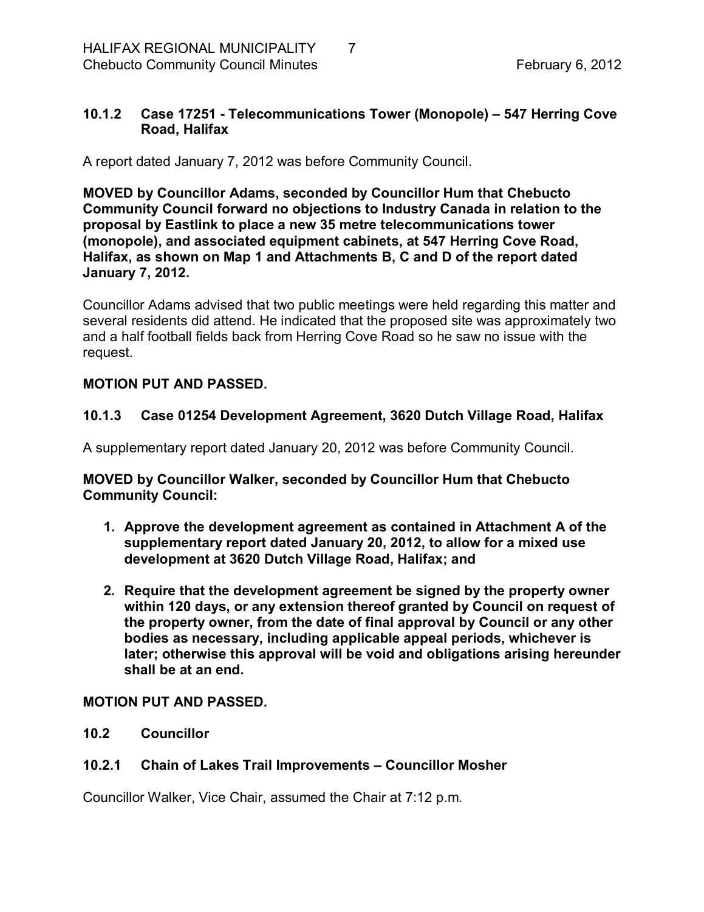### 10.1.2 Case 17251 - Telecommunications Tower (Monopole) – 547 Herring Cove Road, Halifax

A report dated January 7, 2012 was before Community Council.

**MOVED by Councillor Adams, seconded by Councillor Hum that Chebucto Community Council forward no objections to Industry Canada in relation to the proposal by Eastlink to place a new 35 metre telecommunications tower (monopole), and associated equipment cabinets, at 547 Herring Cove Road, Halifax, as shown on Map 1 and Attachments B, C and D of the report dated January 7, 2012.**

Councillor Adams advised that two public meetings were held regarding this matter and several residents did attend. He indicated that the proposed site was approximately two and a half football fields back from Herring Cove Road so he saw no issue with the request.

**MOTION PUT AND PASSED.**

### 10.1.3 Case 01254 Development Agreement, 3620 Dutch Village Road, Halifax

A supplementary report dated January 20, 2012 was before Community Council.

**MOVED by Councillor Walker, seconded by Councillor Hum that Chebucto Community Council:**

1. **Approve the development agreement as contained in Attachment A of the supplementary report dated January 20, 2012, to allow for a mixed use development at 3620 Dutch Village Road, Halifax; and**
2. **Require that the development agreement be signed by the property owner within 120 days, or any extension thereof granted by Council on request of the property owner, from the date of final approval by Council or any other bodies as necessary, including applicable appeal periods, whichever is later; otherwise this approval will be void and obligations arising hereunder shall be at an end.**

**MOTION PUT AND PASSED.**

## 10.2 Councillor

### 10.2.1 Chain of Lakes Trail Improvements – Councillor Mosher

Councillor Walker, Vice Chair, assumed the Chair at 7:12 p.m.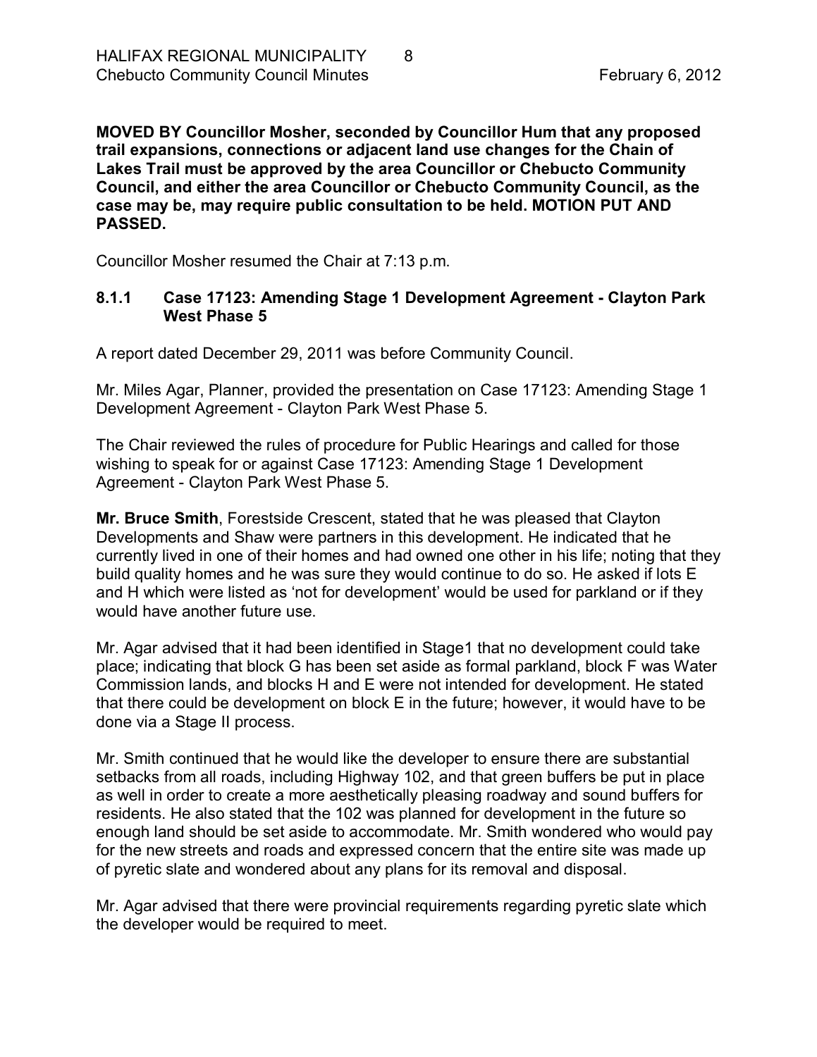**MOVED BY Councillor Mosher, seconded by Councillor Hum that any proposed trail expansions, connections or adjacent land use changes for the Chain of Lakes Trail must be approved by the area Councillor or Chebucto Community Council, and either the area Councillor or Chebucto Community Council, as the case may be, may require public consultation to be held. MOTION PUT AND PASSED.**

Councillor Mosher resumed the Chair at 7:13 p.m.

### 8.1.1 Case 17123: Amending Stage 1 Development Agreement - Clayton Park West Phase 5

A report dated December 29, 2011 was before Community Council.

Mr. Miles Agar, Planner, provided the presentation on Case 17123: Amending Stage 1 Development Agreement - Clayton Park West Phase 5.

The Chair reviewed the rules of procedure for Public Hearings and called for those wishing to speak for or against Case 17123: Amending Stage 1 Development Agreement - Clayton Park West Phase 5.

**Mr. Bruce Smith**, Forestside Crescent, stated that he was pleased that Clayton Developments and Shaw were partners in this development. He indicated that he currently lived in one of their homes and had owned one other in his life; noting that they build quality homes and he was sure they would continue to do so. He asked if lots E and H which were listed as 'not for development' would be used for parkland or if they would have another future use.

Mr. Agar advised that it had been identified in Stage1 that no development could take place; indicating that block G has been set aside as formal parkland, block F was Water Commission lands, and blocks H and E were not intended for development. He stated that there could be development on block E in the future; however, it would have to be done via a Stage II process.

Mr. Smith continued that he would like the developer to ensure there are substantial setbacks from all roads, including Highway 102, and that green buffers be put in place as well in order to create a more aesthetically pleasing roadway and sound buffers for residents. He also stated that the 102 was planned for development in the future so enough land should be set aside to accommodate. Mr. Smith wondered who would pay for the new streets and roads and expressed concern that the entire site was made up of pyretic slate and wondered about any plans for its removal and disposal.

Mr. Agar advised that there were provincial requirements regarding pyretic slate which the developer would be required to meet.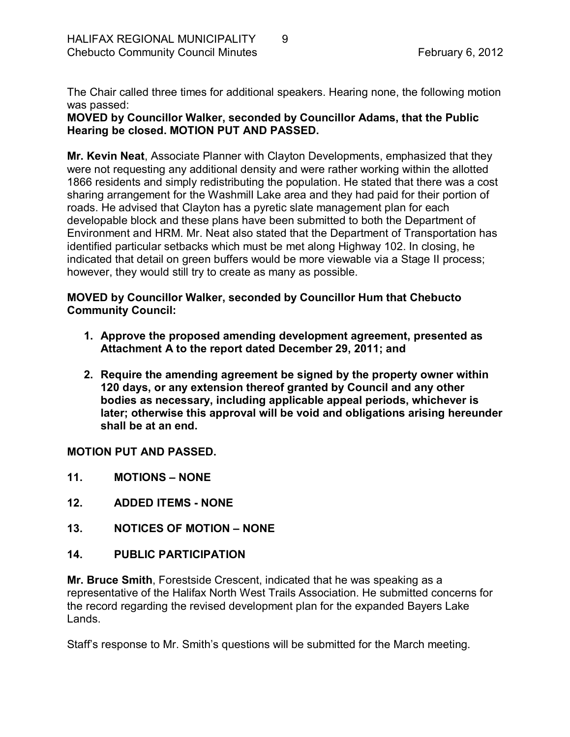The Chair called three times for additional speakers. Hearing none, the following motion was passed:

**MOVED by Councillor Walker, seconded by Councillor Adams, that the Public Hearing be closed. MOTION PUT AND PASSED.**

**Mr. Kevin Neat**, Associate Planner with Clayton Developments, emphasized that they were not requesting any additional density and were rather working within the allotted 1866 residents and simply redistributing the population. He stated that there was a cost sharing arrangement for the Washmill Lake area and they had paid for their portion of roads. He advised that Clayton has a pyretic slate management plan for each developable block and these plans have been submitted to both the Department of Environment and HRM. Mr. Neat also stated that the Department of Transportation has identified particular setbacks which must be met along Highway 102. In closing, he indicated that detail on green buffers would be more viewable via a Stage II process; however, they would still try to create as many as possible.

**MOVED by Councillor Walker, seconded by Councillor Hum that Chebucto Community Council:**

1. **Approve the proposed amending development agreement, presented as Attachment A to the report dated December 29, 2011; and**

2. **Require the amending agreement be signed by the property owner within 120 days, or any extension thereof granted by Council and any other bodies as necessary, including applicable appeal periods, whichever is later; otherwise this approval will be void and obligations arising hereunder shall be at an end.**

**MOTION PUT AND PASSED.**

## 11. MOTIONS – NONE

## 12. ADDED ITEMS - NONE

## 13. NOTICES OF MOTION – NONE

## 14. PUBLIC PARTICIPATION

**Mr. Bruce Smith**, Forestside Crescent, indicated that he was speaking as a representative of the Halifax North West Trails Association. He submitted concerns for the record regarding the revised development plan for the expanded Bayers Lake Lands.

Staff's response to Mr. Smith's questions will be submitted for the March meeting.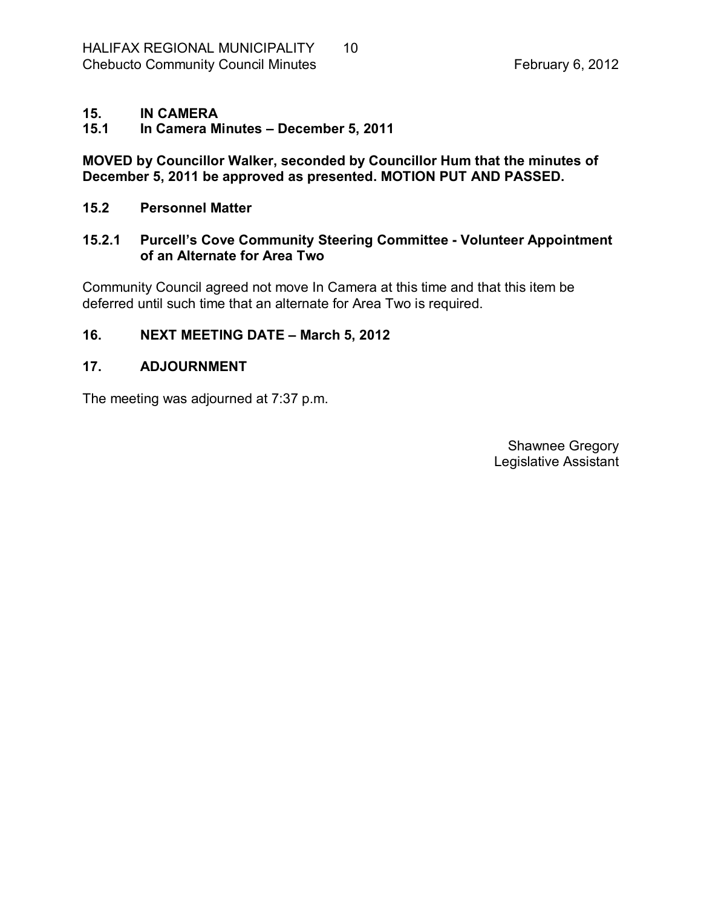## 15. IN CAMERA

### 15.1 In Camera Minutes – December 5, 2011

**MOVED by Councillor Walker, seconded by Councillor Hum that the minutes of December 5, 2011 be approved as presented. MOTION PUT AND PASSED.**

### 15.2 Personnel Matter

#### 15.2.1 Purcell's Cove Community Steering Committee - Volunteer Appointment of an Alternate for Area Two

Community Council agreed not move In Camera at this time and that this item be deferred until such time that an alternate for Area Two is required.

## 16. NEXT MEETING DATE – March 5, 2012

## 17. ADJOURNMENT

The meeting was adjourned at 7:37 p.m.

Shawnee Gregory
Legislative Assistant